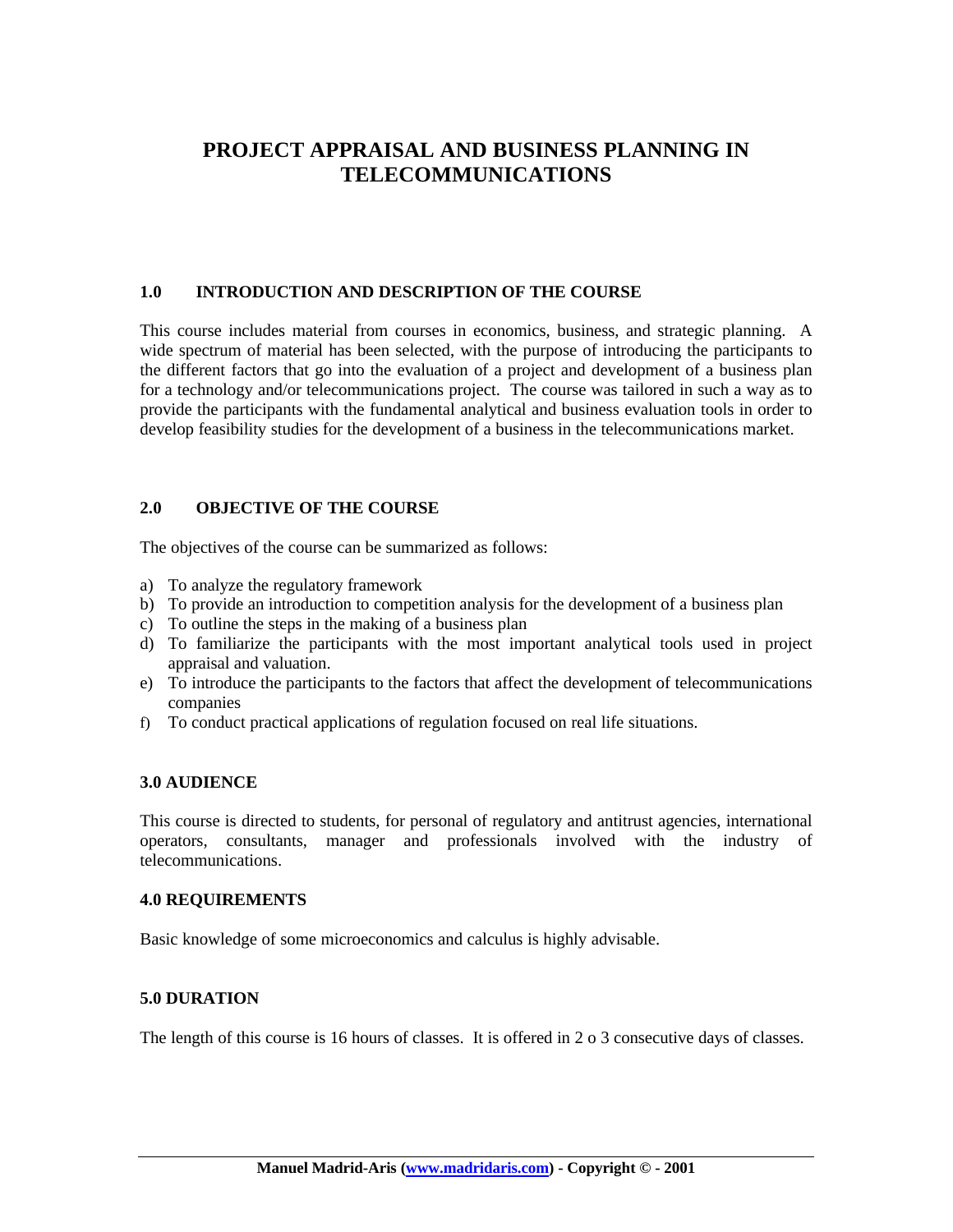# PROJECT APPRAISAL AND BUSINESS PLANNING IN TELECOMMUNICATIONS

## 1.0 INTRODUCTION AND DESCRIPTION OF THE COURSE

This course includes material from courses in economics, business, and strategic planning. A wide spectrum of material has been selected, with the purpose of introducing the participants to the different factors that go into the evaluation of a project and development of a business plan for a technology and/or telecommunications project. The course was tailored in such a way as to provide the participants with the fundamental analytical and business evaluation tools in order to develop feasibility studies for the development of a business in the telecommunications market.

## 2.0 OBJECTIVE OF THE COURSE

The objectives of the course can be summarized as follows:

a) To analyze the regulatory framework
b) To provide an introduction to competition analysis for the development of a business plan
c) To outline the steps in the making of a business plan
d) To familiarize the participants with the most important analytical tools used in project appraisal and valuation.
e) To introduce the participants to the factors that affect the development of telecommunications companies
f) To conduct practical applications of regulation focused on real life situations.

## 3.0 AUDIENCE

This course is directed to students, for personal of regulatory and antitrust agencies, international operators, consultants, manager and professionals involved with the industry of telecommunications.

## 4.0 REQUIREMENTS

Basic knowledge of some microeconomics and calculus is highly advisable.

## 5.0 DURATION

The length of this course is 16 hours of classes. It is offered in 2 o 3 consecutive days of classes.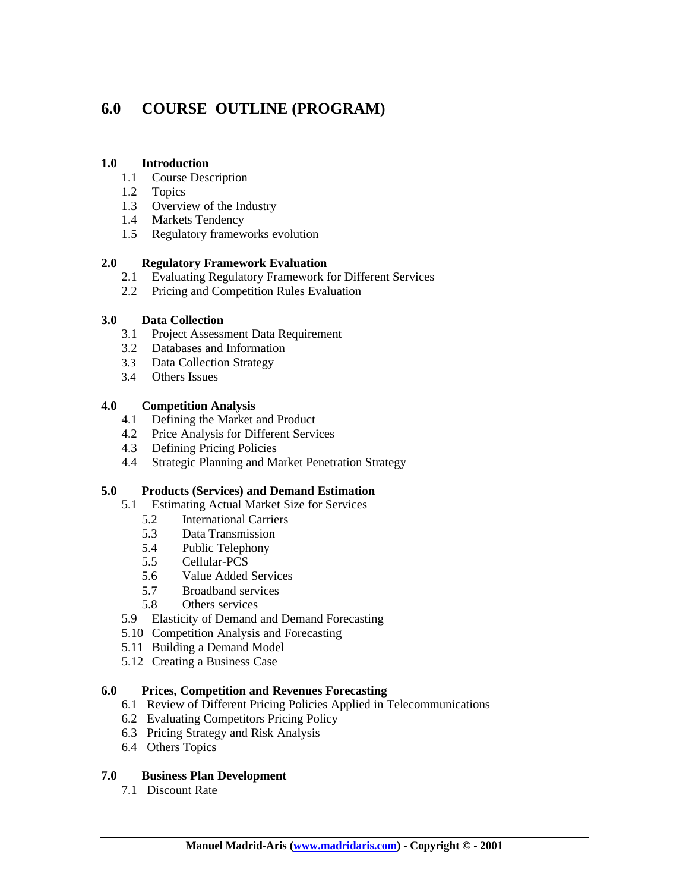# 6.0 COURSE OUTLINE (PROGRAM)

### 1.0 Introduction

1.1 Course Description
1.2 Topics
1.3 Overview of the Industry
1.4 Markets Tendency
1.5 Regulatory frameworks evolution

### 2.0 Regulatory Framework Evaluation

2.1 Evaluating Regulatory Framework for Different Services
2.2 Pricing and Competition Rules Evaluation

### 3.0 Data Collection

3.1 Project Assessment Data Requirement
3.2 Databases and Information
3.3 Data Collection Strategy
3.4 Others Issues

### 4.0 Competition Analysis

4.1 Defining the Market and Product
4.2 Price Analysis for Different Services
4.3 Defining Pricing Policies
4.4 Strategic Planning and Market Penetration Strategy

### 5.0 Products (Services) and Demand Estimation

5.1 Estimating Actual Market Size for Services
- 5.2 International Carriers
- 5.3 Data Transmission
- 5.4 Public Telephony
- 5.5 Cellular-PCS
- 5.6 Value Added Services
- 5.7 Broadband services
- 5.8 Others services

5.9 Elasticity of Demand and Demand Forecasting
5.10 Competition Analysis and Forecasting
5.11 Building a Demand Model
5.12 Creating a Business Case

### 6.0 Prices, Competition and Revenues Forecasting

6.1 Review of Different Pricing Policies Applied in Telecommunications
6.2 Evaluating Competitors Pricing Policy
6.3 Pricing Strategy and Risk Analysis
6.4 Others Topics

### 7.0 Business Plan Development

7.1 Discount Rate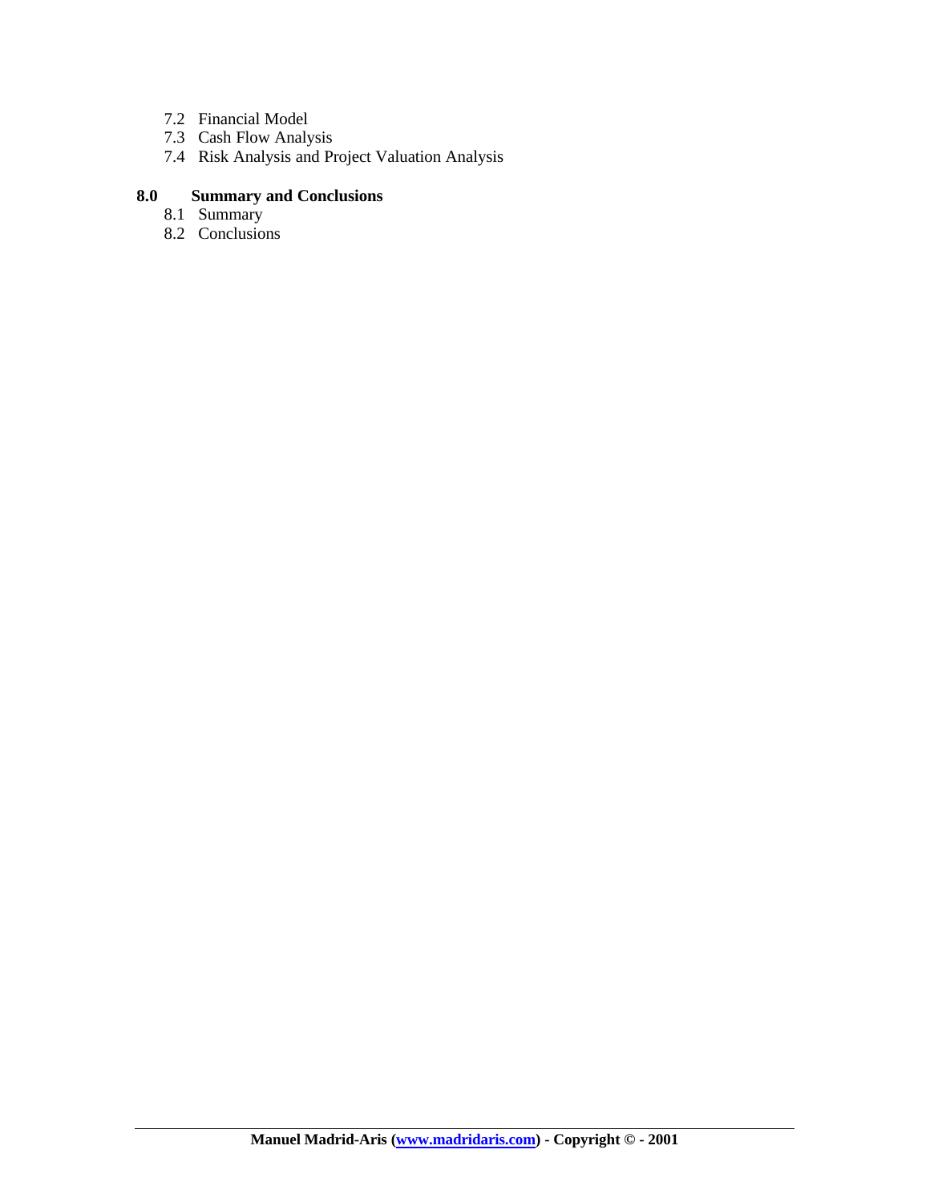- 7.2 Financial Model
- 7.3 Cash Flow Analysis
- 7.4 Risk Analysis and Project Valuation Analysis

**8.0 Summary and Conclusions**

- 8.1 Summary
- 8.2 Conclusions